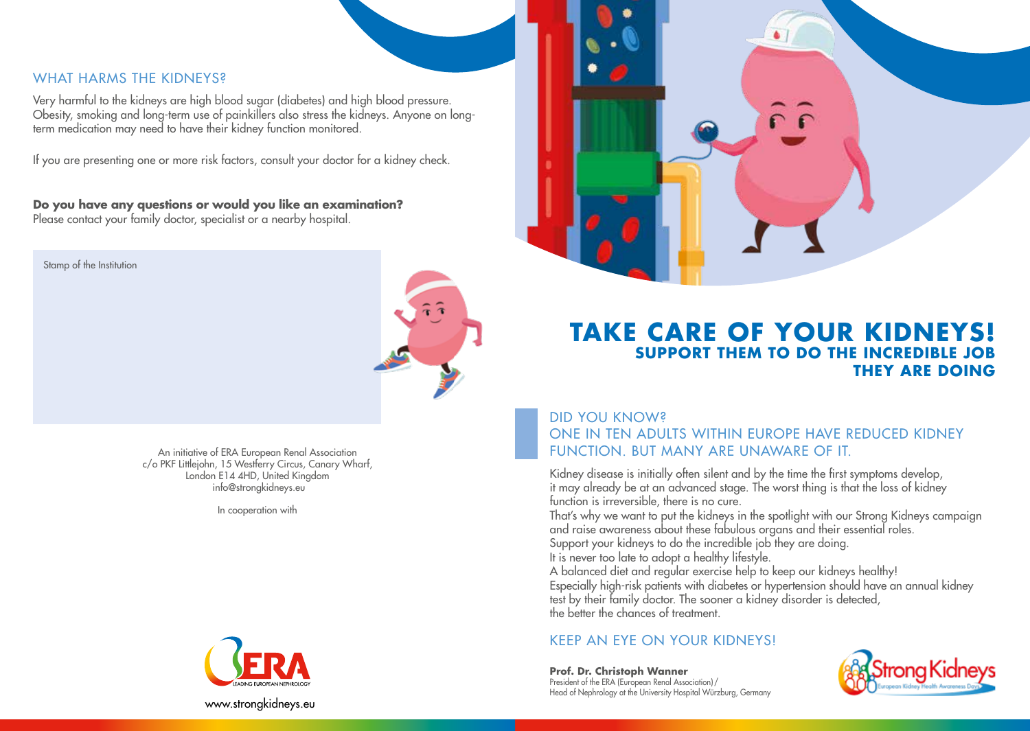## WHAT HARMS THE KIDNEYS?

Very harmful to the kidneys are high blood sugar (diabetes) and high blood pressure. Obesity, smoking and long-term use of painkillers also stress the kidneys. Anyone on long-term medication may need to have their kidney function monitored.

If you are presenting one or more risk factors, consult your doctor for a kidney check.

**Do you have any questions or would you like an examination?**
Please contact your family doctor, specialist or a nearby hospital.

Stamp of the Institution

An initiative of ERA European Renal Association
c/o PKF Littlejohn, 15 Westferry Circus, Canary Wharf,
London E14 4HD, United Kingdom
info@strongkidneys.eu

In cooperation with

ERA LEADING EUROPEAN NEPHROLOGY

www.strongkidneys.eu

# TAKE CARE OF YOUR KIDNEYS!

## SUPPORT THEM TO DO THE INCREDIBLE JOB THEY ARE DOING

## DID YOU KNOW? ONE IN TEN ADULTS WITHIN EUROPE HAVE REDUCED KIDNEY FUNCTION. BUT MANY ARE UNAWARE OF IT.

Kidney disease is initially often silent and by the time the first symptoms develop, it may already be at an advanced stage. The worst thing is that the loss of kidney function is irreversible, there is no cure.
That's why we want to put the kidneys in the spotlight with our Strong Kidneys campaign and raise awareness about these fabulous organs and their essential roles.
Support your kidneys to do the incredible job they are doing.
It is never too late to adopt a healthy lifestyle.
A balanced diet and regular exercise help to keep our kidneys healthy!
Especially high-risk patients with diabetes or hypertension should have an annual kidney test by their family doctor. The sooner a kidney disorder is detected, the better the chances of treatment.

## KEEP AN EYE ON YOUR KIDNEYS!

**Prof. Dr. Christoph Wanner**
President of the ERA (European Renal Association) /
Head of Nephrology at the University Hospital Würzburg, Germany

Strong Kidneys – European Kidney Health Awareness Days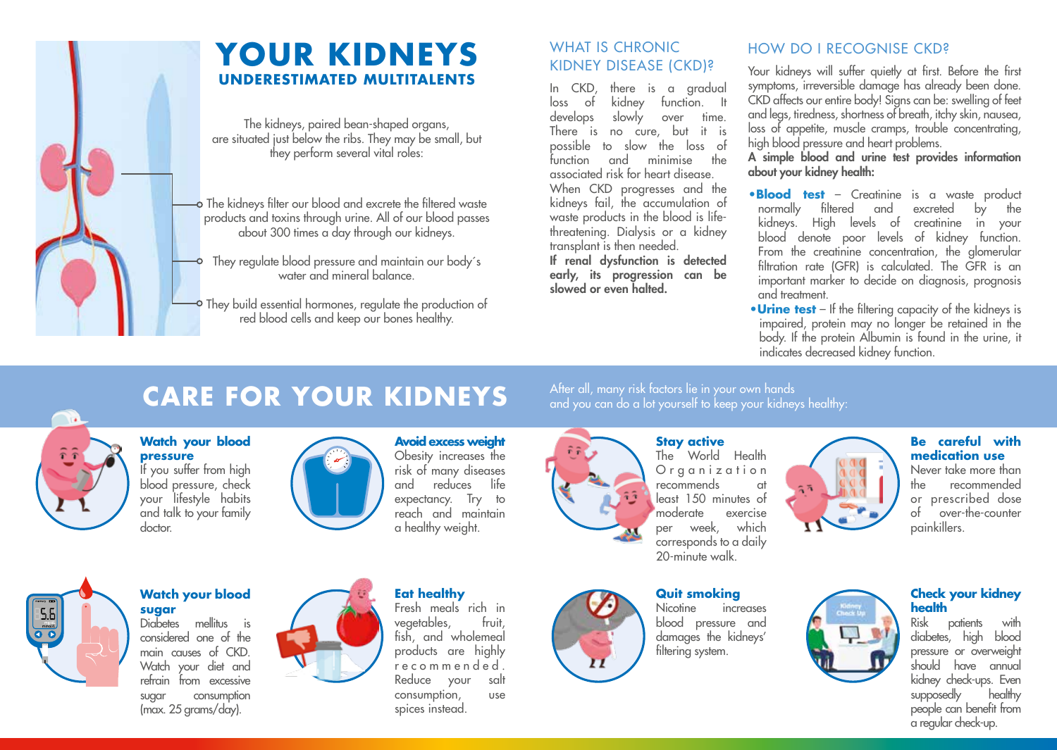# YOUR KIDNEYS

## UNDERESTIMATED MULTITALENTS

The kidneys, paired bean-shaped organs, are situated just below the ribs. They may be small, but they perform several vital roles:

- The kidneys filter our blood and excrete the filtered waste products and toxins through urine. All of our blood passes about 300 times a day through our kidneys.
- They regulate blood pressure and maintain our body´s water and mineral balance.
- They build essential hormones, regulate the production of red blood cells and keep our bones healthy.

## WHAT IS CHRONIC KIDNEY DISEASE (CKD)?

In CKD, there is a gradual loss of kidney function. It develops slowly over time. There is no cure, but it is possible to slow the loss of function and minimise the associated risk for heart disease. When CKD progresses and the kidneys fail, the accumulation of waste products in the blood is life-threatening. Dialysis or a kidney transplant is then needed.

**If renal dysfunction is detected early, its progression can be slowed or even halted.**

## HOW DO I RECOGNISE CKD?

Your kidneys will suffer quietly at first. Before the first symptoms, irreversible damage has already been done. CKD affects our entire body! Signs can be: swelling of feet and legs, tiredness, shortness of breath, itchy skin, nausea, loss of appetite, muscle cramps, trouble concentrating, high blood pressure and heart problems.

**A simple blood and urine test provides information about your kidney health:**

- **Blood test** – Creatinine is a waste product normally filtered and excreted by the kidneys. High levels of creatinine in your blood denote poor levels of kidney function. From the creatinine concentration, the glomerular filtration rate (GFR) is calculated. The GFR is an important marker to decide on diagnosis, prognosis and treatment.
- **Urine test** – If the filtering capacity of the kidneys is impaired, protein may no longer be retained in the body. If the protein Albumin is found in the urine, it indicates decreased kidney function.

# CARE FOR YOUR KIDNEYS

After all, many risk factors lie in your own hands and you can do a lot yourself to keep your kidneys healthy:

### Watch your blood pressure

If you suffer from high blood pressure, check your lifestyle habits and talk to your family doctor.

### Avoid excess weight

Obesity increases the risk of many diseases and reduces life expectancy. Try to reach and maintain a healthy weight.

### Stay active

The World Health Organization recommends at least 150 minutes of moderate exercise per week, which corresponds to a daily 20-minute walk.

### Be careful with medication use

Never take more than the recommended or prescribed dose of over-the-counter painkillers.

### Watch your blood sugar

Diabetes mellitus is considered one of the main causes of CKD. Watch your diet and refrain from excessive sugar consumption (max. 25 grams/day).

### Eat healthy

Fresh meals rich in vegetables, fruit, fish, and wholemeal products are highly recommended. Reduce your salt consumption, use spices instead.

### Quit smoking

Nicotine increases blood pressure and damages the kidneys' filtering system.

### Check your kidney health

Risk patients with diabetes, high blood pressure or overweight should have annual kidney check-ups. Even supposedly healthy people can benefit from a regular check-up.